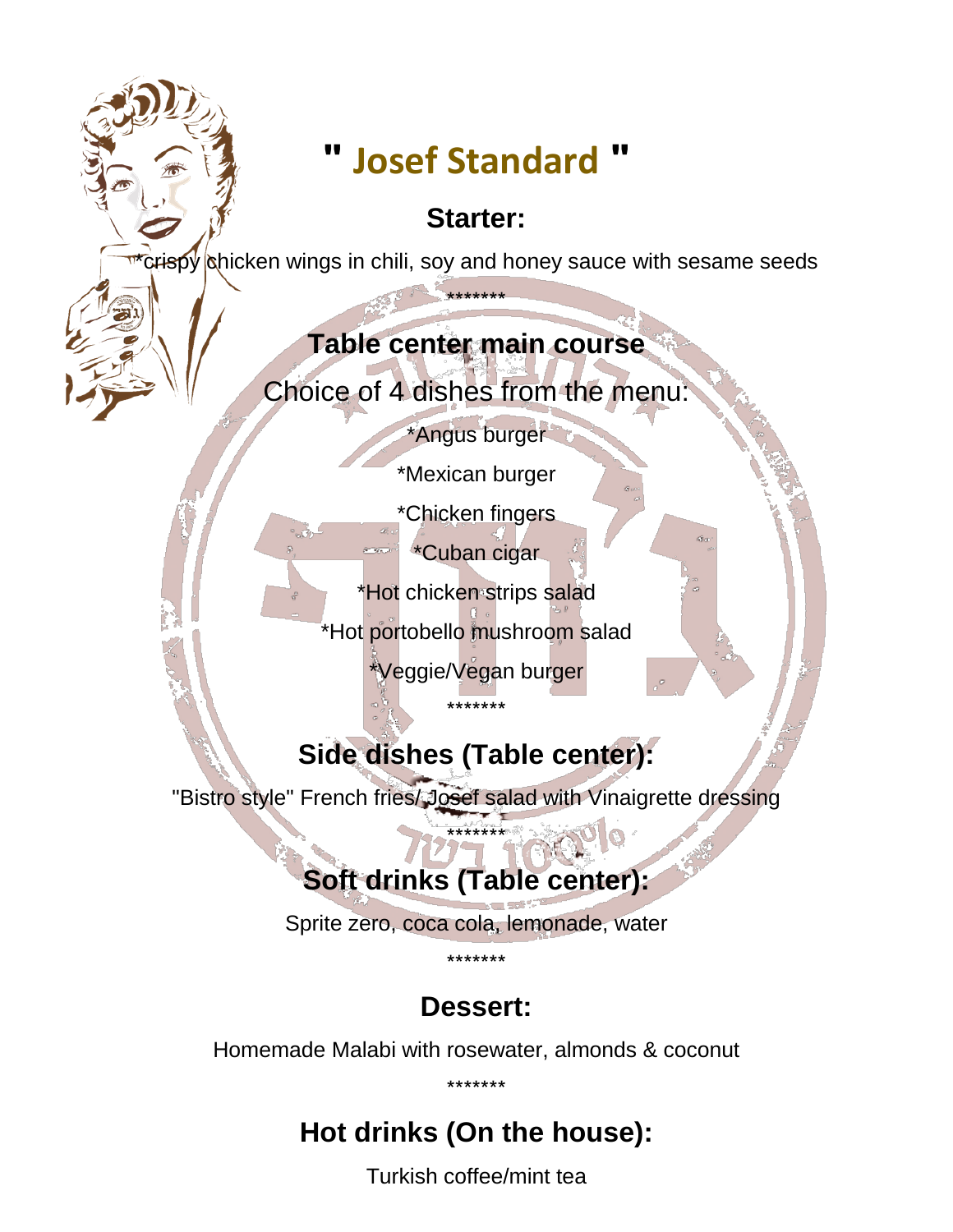# " Josef Standard "

## Starter:

*crispy chicken wings in chili, soy and honey sauce with sesame seeds

*******

## Table center main course

Choice of 4 dishes from the menu:

*Angus burger

*Mexican burger

*Chicken fingers

*Cuban cigar

*Hot chicken strips salad

*Hot portobello mushroom salad

*Veggie/Vegan burger

*******

## Side dishes (Table center):

"Bistro style" French fries/Josef salad with Vinaigrette dressing

*******

## Soft drinks (Table center):

Sprite zero, coca cola, lemonade, water

*******

## Dessert:

Homemade Malabi with rosewater, almonds & coconut

*******

## Hot drinks (On the house):

Turkish coffee/mint tea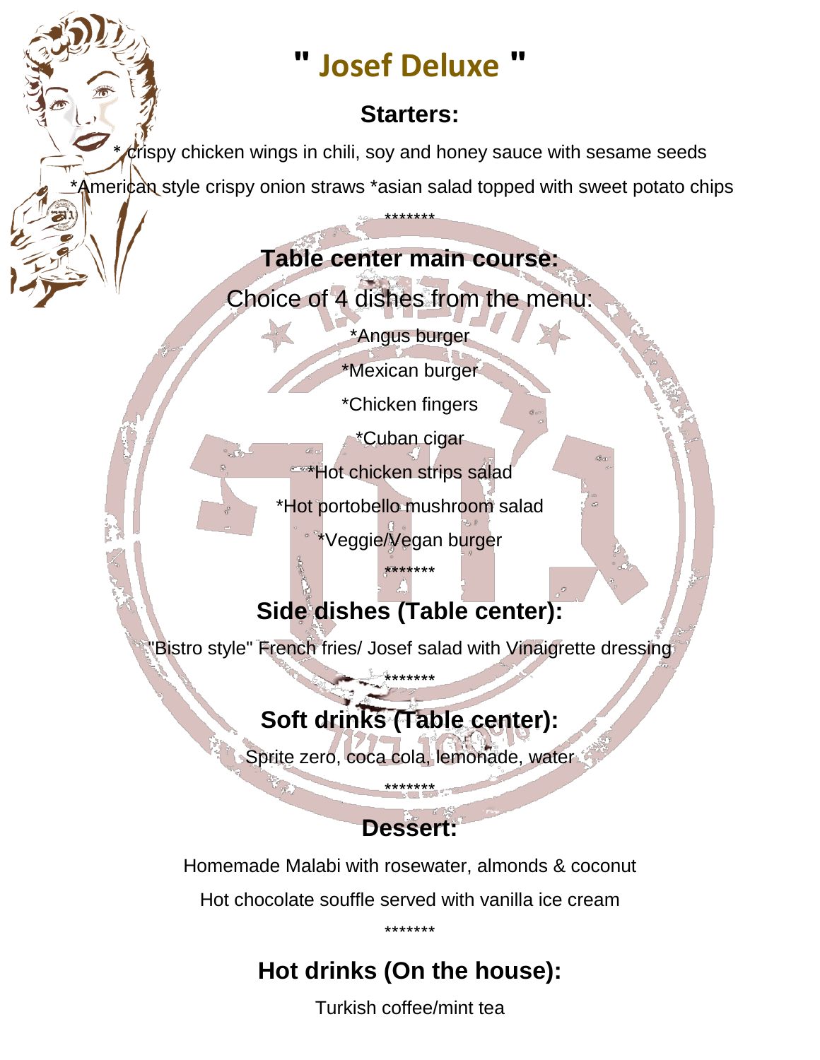# " Josef Deluxe "

## Starters:

* crispy chicken wings in chili, soy and honey sauce with sesame seeds

*American style crispy onion straws *asian salad topped with sweet potato chips

*******

## Table center main course:

Choice of 4 dishes from the menu:

*Angus burger

*Mexican burger

*Chicken fingers

*Cuban cigar

*Hot chicken strips salad

*Hot portobello mushroom salad

*Veggie/Vegan burger

*******

## Side dishes (Table center):

"Bistro style" French fries/ Josef salad with Vinaigrette dressing

*******

## Soft drinks (Table center):

Sprite zero, coca cola, lemonade, water

*******

## Dessert:

Homemade Malabi with rosewater, almonds & coconut

Hot chocolate souffle served with vanilla ice cream

*******

## Hot drinks (On the house):

Turkish coffee/mint tea